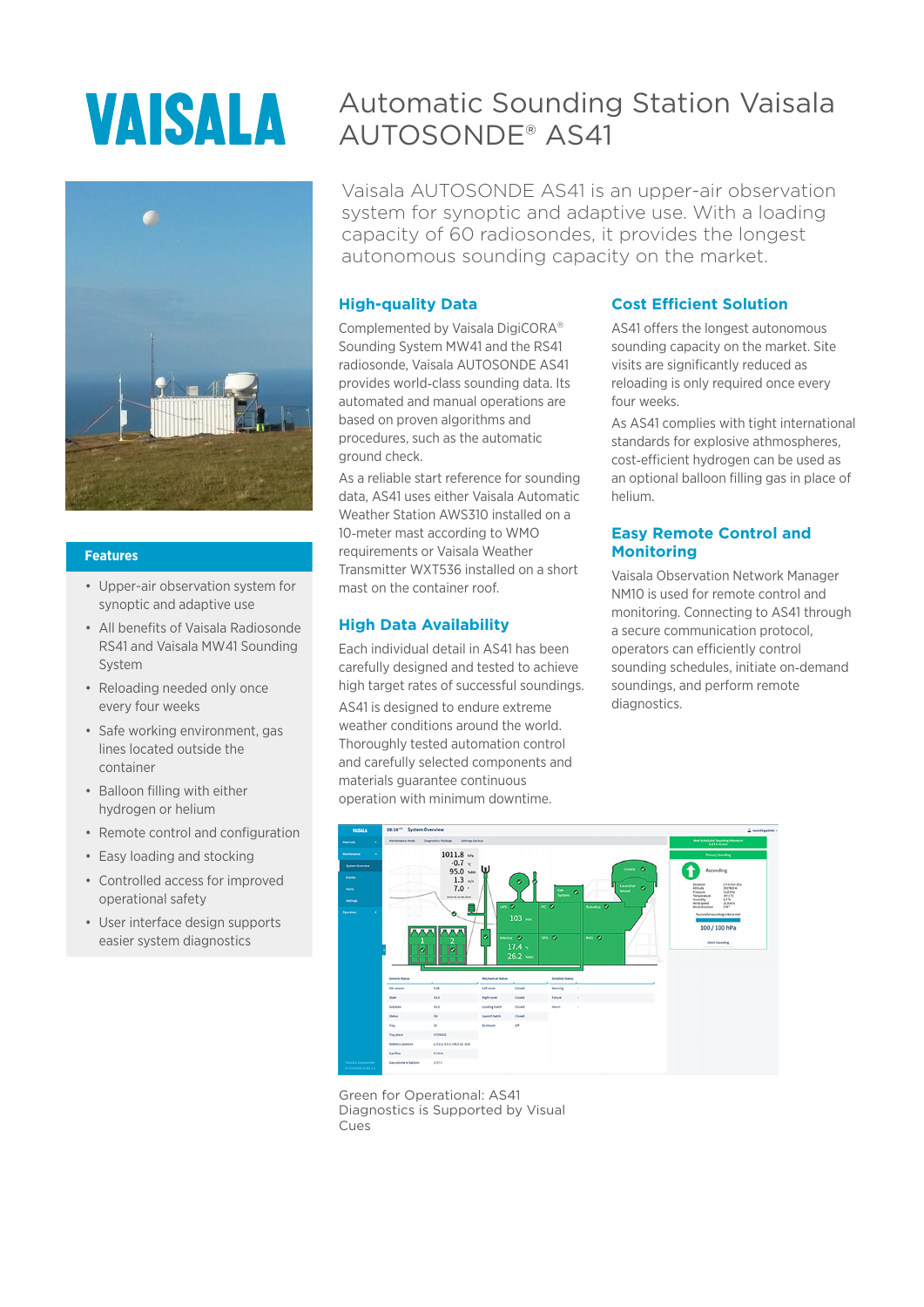# VAISALA

# Automatic Sounding Station Vaisala AUTOSONDE® AS41

Vaisala AUTOSONDE AS41 is an upper-air observation system for synoptic and adaptive use. With a loading capacity of 60 radiosondes, it provides the longest autonomous sounding capacity on the market.

## Features

- Upper-air observation system for synoptic and adaptive use
- All benefits of Vaisala Radiosonde RS41 and Vaisala MW41 Sounding System
- Reloading needed only once every four weeks
- Safe working environment, gas lines located outside the container
- Balloon filling with either hydrogen or helium
- Remote control and configuration
- Easy loading and stocking
- Controlled access for improved operational safety
- User interface design supports easier system diagnostics

## High-quality Data

Complemented by Vaisala DigiCORA® Sounding System MW41 and the RS41 radiosonde, Vaisala AUTOSONDE AS41 provides world-class sounding data. Its automated and manual operations are based on proven algorithms and procedures, such as the automatic ground check.

As a reliable start reference for sounding data, AS41 uses either Vaisala Automatic Weather Station AWS310 installed on a 10-meter mast according to WMO requirements or Vaisala Weather Transmitter WXT536 installed on a short mast on the container roof.

## High Data Availability

Each individual detail in AS41 has been carefully designed and tested to achieve high target rates of successful soundings.

AS41 is designed to endure extreme weather conditions around the world. Thoroughly tested automation control and carefully selected components and materials guarantee continuous operation with minimum downtime.

## Cost Efficient Solution

AS41 offers the longest autonomous sounding capacity on the market. Site visits are significantly reduced as reloading is only required once every four weeks.

As AS41 complies with tight international standards for explosive athmospheres, cost-efficient hydrogen can be used as an optional balloon filling gas in place of helium.

## Easy Remote Control and Monitoring

Vaisala Observation Network Manager NM10 is used for remote control and monitoring. Connecting to AS41 through a secure communication protocol, operators can efficiently control sounding schedules, initiate on-demand soundings, and perform remote diagnostics.

Green for Operational: AS41 Diagnostics is Supported by Visual Cues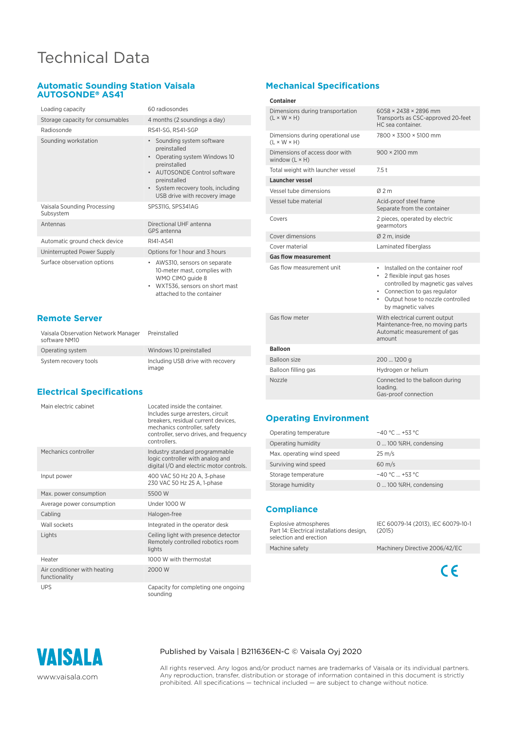# Technical Data

## Automatic Sounding Station Vaisala AUTOSONDE® AS41

| | |
|---|---|
| Loading capacity | 60 radiosondes |
| Storage capacity for consumables | 4 months (2 soundings a day) |
| Radiosonde | RS41-SG, RS41-SGP |
| Sounding workstation | • Sounding system software preinstalled<br>• Operating system Windows 10 preinstalled<br>• AUTOSONDE Control software preinstalled<br>• System recovery tools, including USB drive with recovery image |
| Vaisala Sounding Processing Subsystem | SPS311G, SPS341AG |
| Antennas | Directional UHF antenna<br>GPS antenna |
| Automatic ground check device | RI41-AS41 |
| Uninterrupted Power Supply | Options for 1 hour and 3 hours |
| Surface observation options | • AWS310, sensors on separate 10-meter mast, complies with WMO CIMO guide 8<br>• WXT536, sensors on short mast attached to the container |

## Remote Server

| | |
|---|---|
| Vaisala Observation Network Manager software NM10 | Preinstalled |
| Operating system | Windows 10 preinstalled |
| System recovery tools | Including USB drive with recovery image |

## Electrical Specifications

| | |
|---|---|
| Main electric cabinet | Located inside the container. Includes surge arresters, circuit breakers, residual current devices, mechanics controller, safety controller, servo drives, and frequency controllers. |
| Mechanics controller | Industry standard programmable logic controller with analog and digital I/O and electric motor controls. |
| Input power | 400 VAC 50 Hz 20 A, 3-phase<br>230 VAC 50 Hz 25 A, 1-phase |
| Max. power consumption | 5500 W |
| Average power consumption | Under 1000 W |
| Cabling | Halogen-free |
| Wall sockets | Integrated in the operator desk |
| Lights | Ceiling light with presence detector<br>Remotely controlled robotics room lights |
| Heater | 1000 W with thermostat |
| Air conditioner with heating functionality | 2000 W |
| UPS | Capacity for completing one ongoing sounding |

## Mechanical Specifications

| | |
|---|---|
| **Container** | |
| Dimensions during transportation (L × W × H) | 6058 × 2438 × 2896 mm<br>Transports as CSC-approved 20-feet HC sea container. |
| Dimensions during operational use (L × W × H) | 7800 × 3300 × 5100 mm |
| Dimensions of access door with window (L × H) | 900 × 2100 mm |
| Total weight with launcher vessel | 7.5 t |
| **Launcher vessel** | |
| Vessel tube dimensions | Ø 2 m |
| Vessel tube material | Acid-proof steel frame<br>Separate from the container |
| Covers | 2 pieces, operated by electric gearmotors |
| Cover dimensions | Ø 2 m, inside |
| Cover material | Laminated fiberglass |
| **Gas flow measurement** | |
| Gas flow measurement unit | • Installed on the container roof<br>• 2 flexible input gas hoses controlled by magnetic gas valves<br>• Connection to gas regulator<br>• Output hose to nozzle controlled by magnetic valves |
| Gas flow meter | With electrical current output<br>Maintenance-free, no moving parts<br>Automatic measurement of gas amount |
| **Balloon** | |
| Balloon size | 200 ... 1200 g |
| Balloon filling gas | Hydrogen or helium |
| Nozzle | Connected to the balloon during loading.<br>Gas-proof connection |

## Operating Environment

| | |
|---|---|
| Operating temperature | −40 °C ... +53 °C |
| Operating humidity | 0 ... 100 %RH, condensing |
| Max. operating wind speed | 25 m/s |
| Surviving wind speed | 60 m/s |
| Storage temperature | −40 °C ... +53 °C |
| Storage humidity | 0 ... 100 %RH, condensing |

## Compliance

| | |
|---|---|
| Explosive atmospheres<br>Part 14: Electrical installations design, selection and erection | IEC 60079-14 (2013), IEC 60079-10-1 (2015) |
| Machine safety | Machinery Directive 2006/42/EC |

CE

VAISALA

www.vaisala.com

Published by Vaisala | B211636EN-C © Vaisala Oyj 2020

All rights reserved. Any logos and/or product names are trademarks of Vaisala or its individual partners. Any reproduction, transfer, distribution or storage of information contained in this document is strictly prohibited. All specifications — technical included — are subject to change without notice.